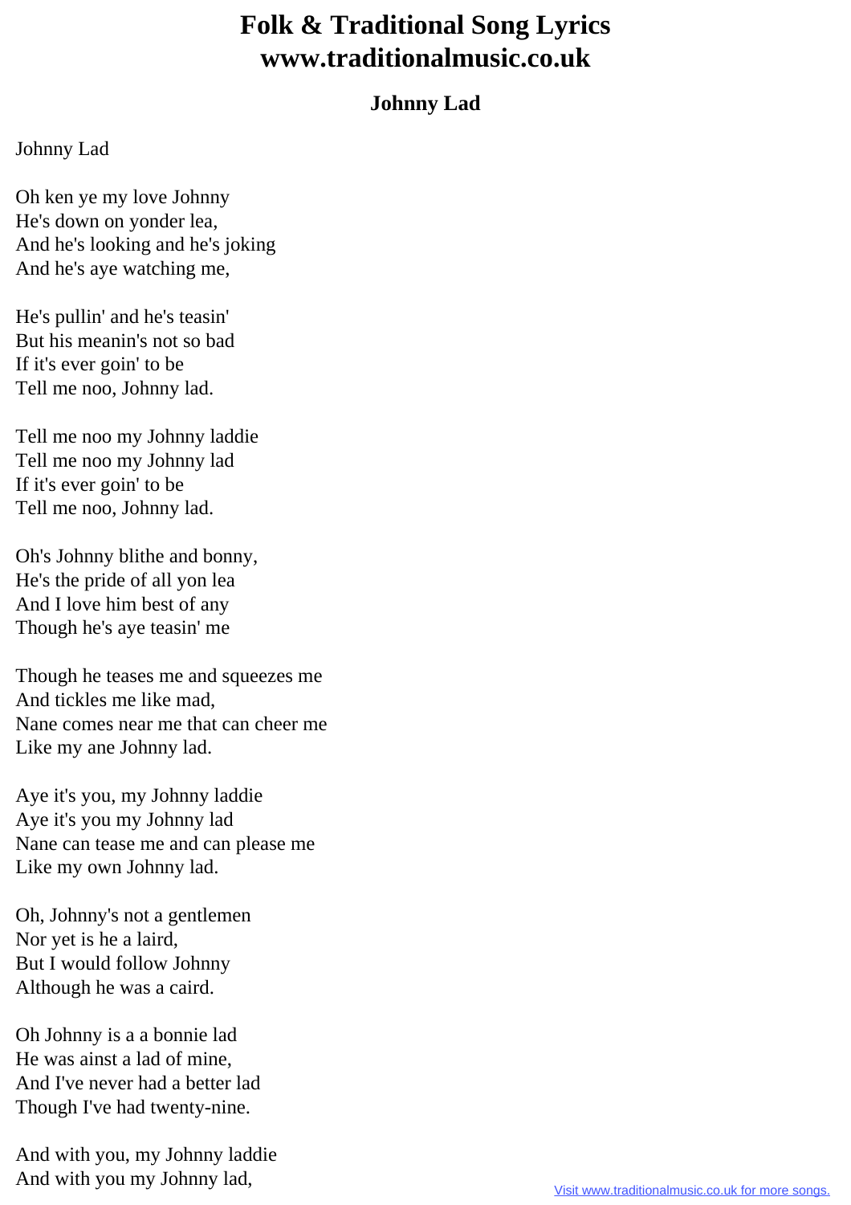# Folk & Traditional Song Lyrics
# www.traditionalmusic.co.uk

### Johnny Lad

Johnny Lad

Oh ken ye my love Johnny
He's down on yonder lea,
And he's looking and he's joking
And he's aye watching me,

He's pullin' and he's teasin'
But his meanin's not so bad
If it's ever goin' to be
Tell me noo, Johnny lad.

Tell me noo my Johnny laddie
Tell me noo my Johnny lad
If it's ever goin' to be
Tell me noo, Johnny lad.

Oh's Johnny blithe and bonny,
He's the pride of all yon lea
And I love him best of any
Though he's aye teasin' me

Though he teases me and squeezes me
And tickles me like mad,
Nane comes near me that can cheer me
Like my ane Johnny lad.

Aye it's you, my Johnny laddie
Aye it's you my Johnny lad
Nane can tease me and can please me
Like my own Johnny lad.

Oh, Johnny's not a gentlemen
Nor yet is he a laird,
But I would follow Johnny
Although he was a caird.

Oh Johnny is a a bonnie lad
He was ainst a lad of mine,
And I've never had a better lad
Though I've had twenty-nine.

And with you, my Johnny laddie
And with you my Johnny lad,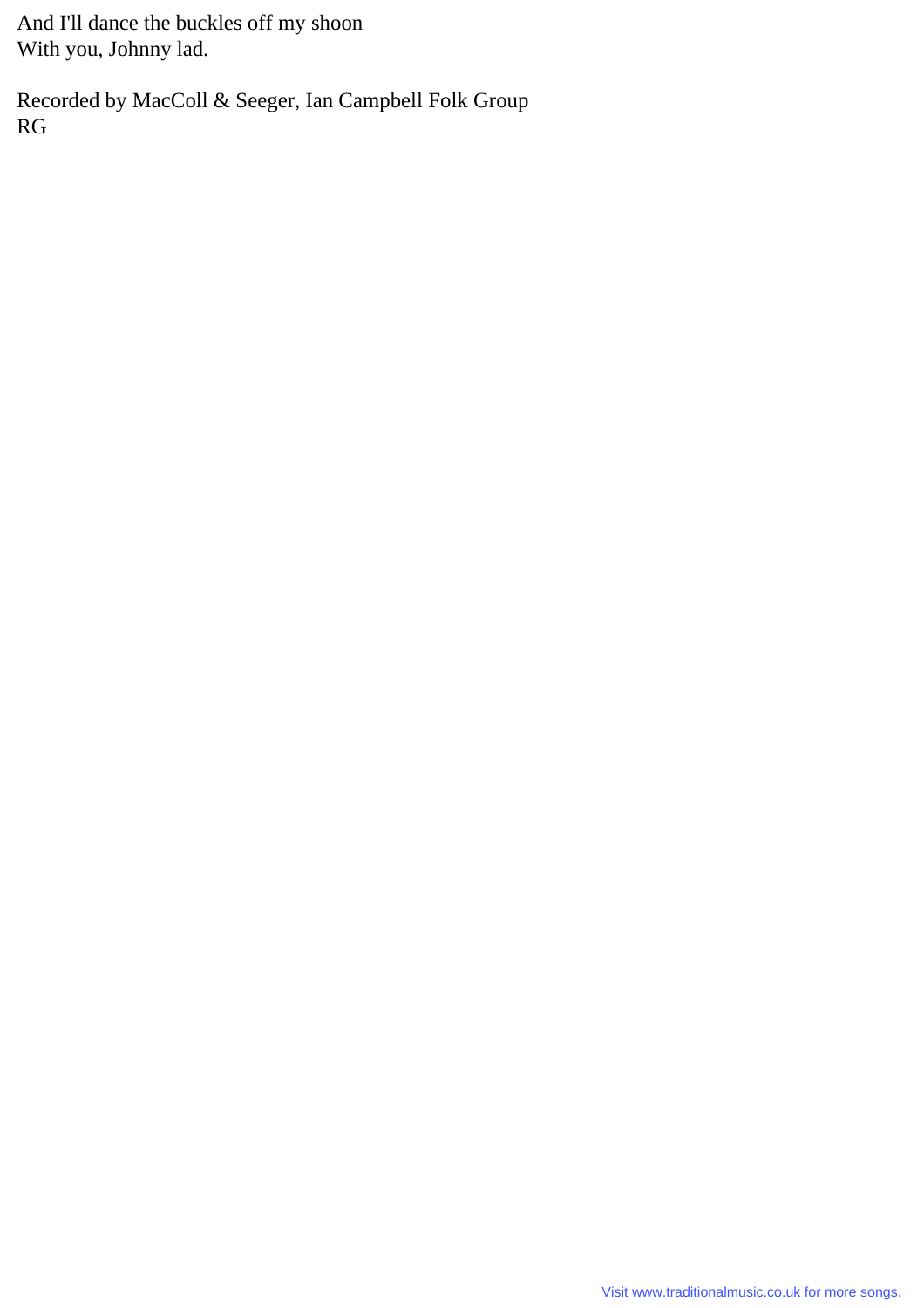And I'll dance the buckles off my shoon
With you, Johnny lad.

Recorded by MacColl & Seeger, Ian Campbell Folk Group
RG